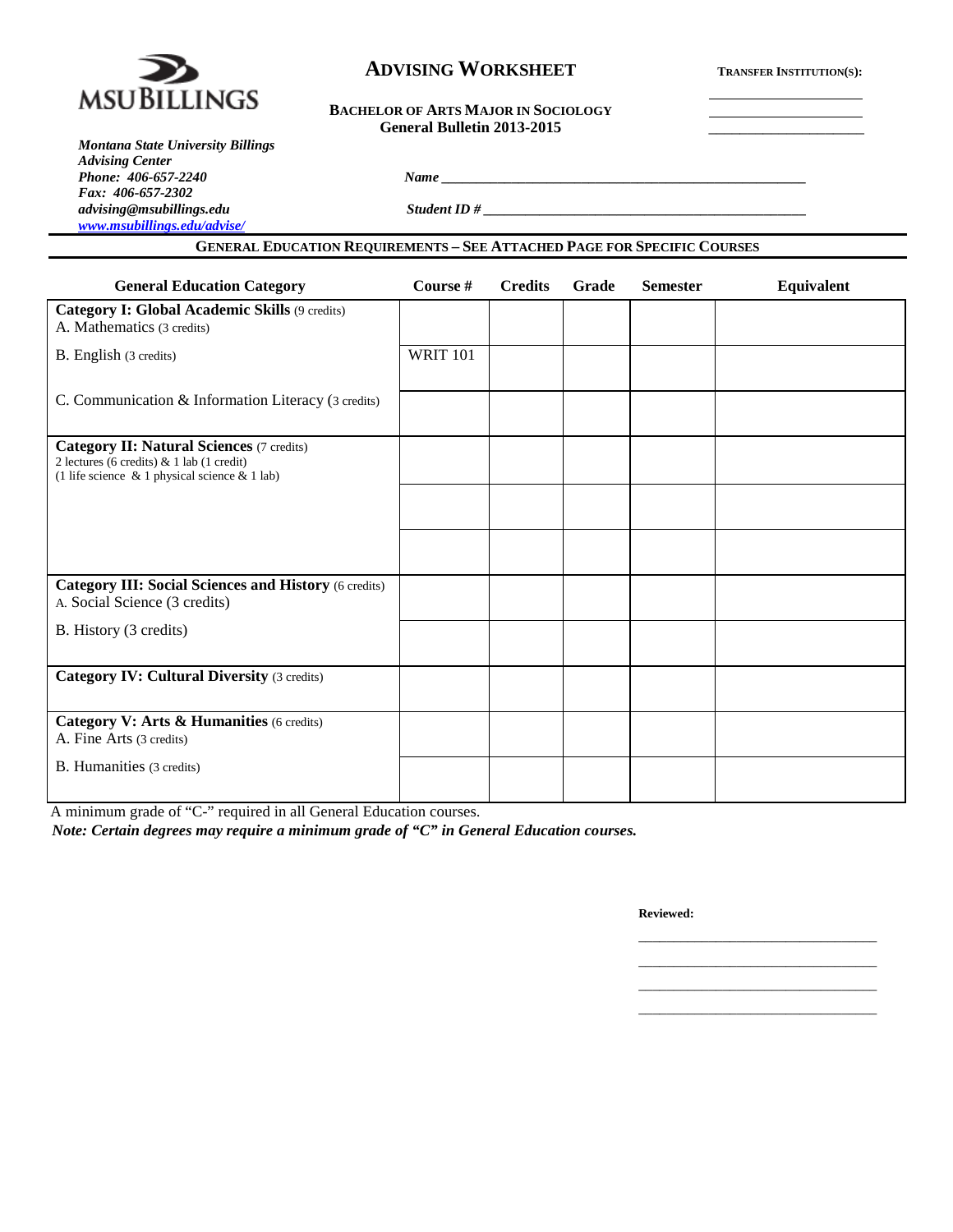MSU BILLINGS

# ADVISING WORKSHEET

**BACHELOR OF ARTS MAJOR IN SOCIOLOGY**
**General Bulletin 2013-2015**

**TRANSFER INSTITUTION(S):**

______________________
______________________
______________________

***Montana State University Billings***
***Advising Center***
***Phone: 406-657-2240***
***Fax: 406-657-2302***
***advising@msubillings.edu***
***www.msubillings.edu/advise/***

***Name*** ______________________________________________________

***Student ID #*** _______________________________________________

**GENERAL EDUCATION REQUIREMENTS – SEE ATTACHED PAGE FOR SPECIFIC COURSES**

| General Education Category | Course # | Credits | Grade | Semester | Equivalent |
|---|---|---|---|---|---|
| **Category I: Global Academic Skills** (9 credits)<br>A. Mathematics (3 credits) | | | | | |
| B. English (3 credits) | WRIT 101 | | | | |
| C. Communication & Information Literacy (3 credits) | | | | | |
| **Category II: Natural Sciences** (7 credits)<br>2 lectures (6 credits) & 1 lab (1 credit)<br>(1 life science & 1 physical science & 1 lab) | | | | | |
| | | | | | |
| | | | | | |
| **Category III: Social Sciences and History** (6 credits)<br>A. Social Science (3 credits) | | | | | |
| B. History (3 credits) | | | | | |
| **Category IV: Cultural Diversity** (3 credits) | | | | | |
| **Category V: Arts & Humanities** (6 credits)<br>A. Fine Arts (3 credits) | | | | | |
| B. Humanities (3 credits) | | | | | |

A minimum grade of "C-" required in all General Education courses.

***Note: Certain degrees may require a minimum grade of "C" in General Education courses.***

**Reviewed:**

________________________________
________________________________
________________________________
________________________________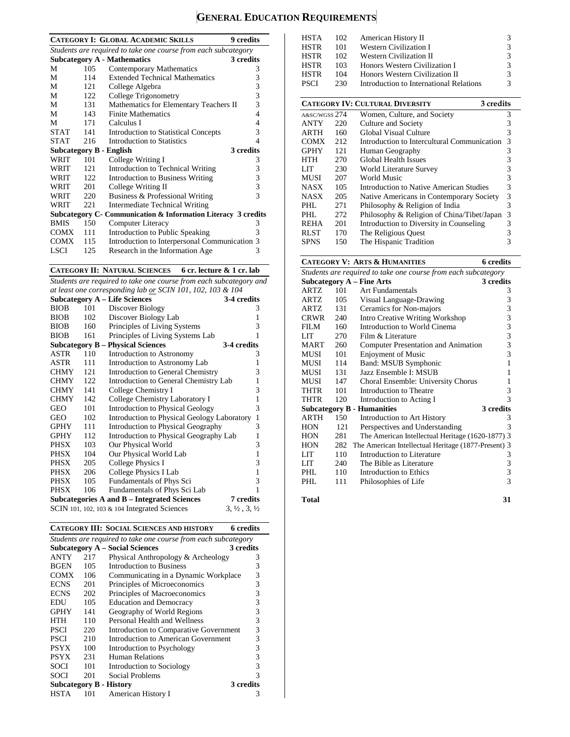# General Education Requirements

## Category I: Global Academic Skills — 9 credits

*Students are required to take one course from each subcategory*

| Subcategory A - Mathematics | | | 3 credits |
|---|---|---|---|
| M | 105 | Contemporary Mathematics | 3 |
| M | 114 | Extended Technical Mathematics | 3 |
| M | 121 | College Algebra | 3 |
| M | 122 | College Trigonometry | 3 |
| M | 131 | Mathematics for Elementary Teachers II | 3 |
| M | 143 | Finite Mathematics | 4 |
| M | 171 | Calculus I | 4 |
| STAT | 141 | Introduction to Statistical Concepts | 3 |
| STAT | 216 | Introduction to Statistics | 4 |
| **Subcategory B - English** | | | **3 credits** |
| WRIT | 101 | College Writing I | 3 |
| WRIT | 121 | Introduction to Technical Writing | 3 |
| WRIT | 122 | Introduction to Business Writing | 3 |
| WRIT | 201 | College Writing II | 3 |
| WRIT | 220 | Business & Professional Writing | 3 |
| WRIT | 221 | Intermediate Technical Writing | |
| **Subcategory C- Communication & Information Literacy** | | | **3 credits** |
| BMIS | 150 | Computer Literacy | 3 |
| COMX | 111 | Introduction to Public Speaking | 3 |
| COMX | 115 | Introduction to Interpersonal Communication | 3 |
| LSCI | 125 | Research in the Information Age | 3 |

## Category II: Natural Sciences — 6 cr. lecture & 1 cr. lab

*Students are required to take one course from each subcategory and at least one corresponding lab or SCIN 101, 102, 103 & 104*

| Subcategory A – Life Sciences | | | 3-4 credits |
|---|---|---|---|
| BIOB | 101 | Discover Biology | 3 |
| BIOB | 102 | Discover Biology Lab | 1 |
| BIOB | 160 | Principles of Living Systems | 3 |
| BIOB | 161 | Principles of Living Systems Lab | 1 |
| **Subcategory B – Physical Sciences** | | | **3-4 credits** |
| ASTR | 110 | Introduction to Astronomy | 3 |
| ASTR | 111 | Introduction to Astronomy Lab | 1 |
| CHMY | 121 | Introduction to General Chemistry | 3 |
| CHMY | 122 | Introduction to General Chemistry Lab | 1 |
| CHMY | 141 | College Chemistry I | 3 |
| CHMY | 142 | College Chemistry Laboratory I | 1 |
| GEO | 101 | Introduction to Physical Geology | 3 |
| GEO | 102 | Introduction to Physical Geology Laboratory | 1 |
| GPHY | 111 | Introduction to Physical Geography | 3 |
| GPHY | 112 | Introduction to Physical Geography Lab | 1 |
| PHSX | 103 | Our Physical World | 3 |
| PHSX | 104 | Our Physical World Lab | 1 |
| PHSX | 205 | College Physics I | 3 |
| PHSX | 206 | College Physics I Lab | 1 |
| PHSX | 105 | Fundamentals of Phys Sci | 3 |
| PHSX | 106 | Fundamentals of Phys Sci Lab | 1 |
| **Subcategories A and B – Integrated Sciences** | | | **7 credits** |
| SCIN 101, 102, 103 & 104 Integrated Sciences | | | 3, ½ , 3, ½ |

## Category III: Social Sciences and History — 6 credits

*Students are required to take one course from each subcategory*

| Subcategory A – Social Sciences | | | 3 credits |
|---|---|---|---|
| ANTY | 217 | Physical Anthropology & Archeology | 3 |
| BGEN | 105 | Introduction to Business | 3 |
| COMX | 106 | Communicating in a Dynamic Workplace | 3 |
| ECNS | 201 | Principles of Microeconomics | 3 |
| ECNS | 202 | Principles of Macroeconomics | 3 |
| EDU | 105 | Education and Democracy | 3 |
| GPHY | 141 | Geography of World Regions | 3 |
| HTH | 110 | Personal Health and Wellness | 3 |
| PSCI | 220 | Introduction to Comparative Government | 3 |
| PSCI | 210 | Introduction to American Government | 3 |
| PSYX | 100 | Introduction to Psychology | 3 |
| PSYX | 231 | Human Relations | 3 |
| SOCI | 101 | Introduction to Sociology | 3 |
| SOCI | 201 | Social Problems | 3 |
| **Subcategory B - History** | | | **3 credits** |
| HSTA | 101 | American History I | 3 |
| HSTA | 102 | American History II | 3 |
| HSTR | 101 | Western Civilization I | 3 |
| HSTR | 102 | Western Civilization II | 3 |
| HSTR | 103 | Honors Western Civilization I | 3 |
| HSTR | 104 | Honors Western Civilization II | 3 |
| PSCI | 230 | Introduction to International Relations | 3 |

## Category IV: Cultural Diversity — 3 credits

| | | | |
|---|---|---|---|
| A&SC/WGSS | 274 | Women, Culture, and Society | 3 |
| ANTY | 220 | Culture and Society | 3 |
| ARTH | 160 | Global Visual Culture | 3 |
| COMX | 212 | Introduction to Intercultural Communication | 3 |
| GPHY | 121 | Human Geography | 3 |
| HTH | 270 | Global Health Issues | 3 |
| LIT | 230 | World Literature Survey | 3 |
| MUSI | 207 | World Music | 3 |
| NASX | 105 | Introduction to Native American Studies | 3 |
| NASX | 205 | Native Americans in Contemporary Society | 3 |
| PHL | 271 | Philosophy & Religion of India | 3 |
| PHL | 272 | Philosophy & Religion of China/Tibet/Japan | 3 |
| REHA | 201 | Introduction to Diversity in Counseling | 3 |
| RLST | 170 | The Religious Quest | 3 |
| SPNS | 150 | The Hispanic Tradition | 3 |

## Category V: Arts & Humanities — 6 credits

*Students are required to take one course from each subcategory*

| Subcategory A – Fine Arts | | | 3 credits |
|---|---|---|---|
| ARTZ | 101 | Art Fundamentals | 3 |
| ARTZ | 105 | Visual Language-Drawing | 3 |
| ARTZ | 131 | Ceramics for Non-majors | 3 |
| CRWR | 240 | Intro Creative Writing Workshop | 3 |
| FILM | 160 | Introduction to World Cinema | 3 |
| LIT | 270 | Film & Literature | 3 |
| MART | 260 | Computer Presentation and Animation | 3 |
| MUSI | 101 | Enjoyment of Music | 3 |
| MUSI | 114 | Band: MSUB Symphonic | 1 |
| MUSI | 131 | Jazz Ensemble I: MSUB | 1 |
| MUSI | 147 | Choral Ensemble: University Chorus | 1 |
| THTR | 101 | Introduction to Theatre | 3 |
| THTR | 120 | Introduction to Acting I | 3 |
| **Subcategory B - Humanities** | | | **3 credits** |
| ARTH | 150 | Introduction to Art History | 3 |
| HON | 121 | Perspectives and Understanding | 3 |
| HON | 281 | The American Intellectual Heritage (1620-1877) | 3 |
| HON | 282 | The American Intellectual Heritage (1877-Present) | 3 |
| LIT | 110 | Introduction to Literature | 3 |
| LIT | 240 | The Bible as Literature | 3 |
| PHL | 110 | Introduction to Ethics | 3 |
| PHL | 111 | Philosophies of Life | 3 |

**Total** — **31**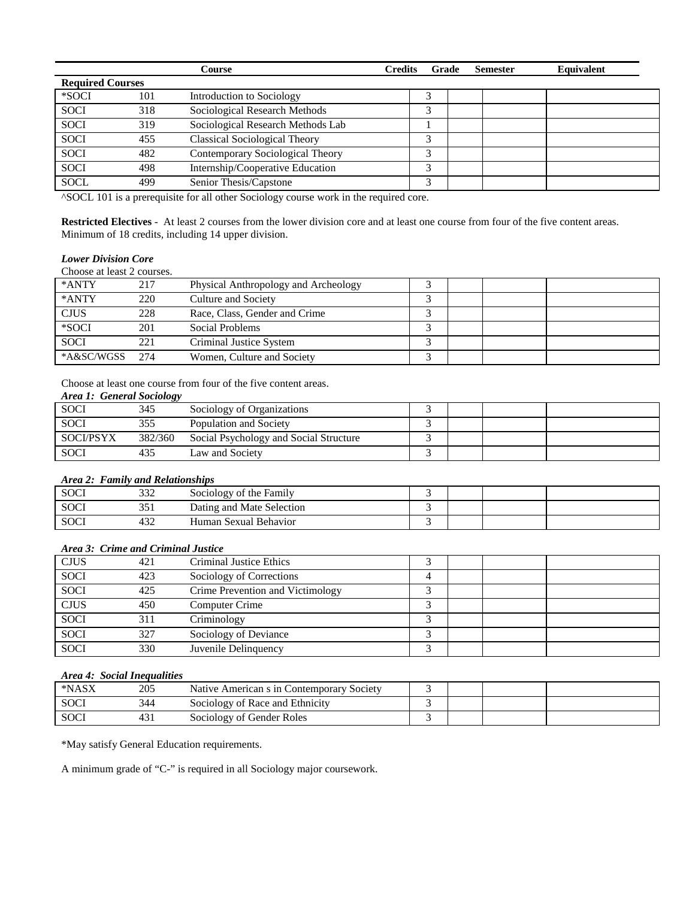| | | Course | Credits | Grade | Semester | Equivalent |
|---|---|---|---|---|---|---|
| **Required Courses** | | | | | | |
| *SOCI | 101 | Introduction to Sociology | 3 | | | |
| SOCI | 318 | Sociological Research Methods | 3 | | | |
| SOCI | 319 | Sociological Research Methods Lab | 1 | | | |
| SOCI | 455 | Classical Sociological Theory | 3 | | | |
| SOCI | 482 | Contemporary Sociological Theory | 3 | | | |
| SOCI | 498 | Internship/Cooperative Education | 3 | | | |
| SOCL | 499 | Senior Thesis/Capstone | 3 | | | |

^SOCL 101 is a prerequisite for all other Sociology course work in the required core.

**Restricted Electives** - At least 2 courses from the lower division core and at least one course from four of the five content areas. Minimum of 18 credits, including 14 upper division.

***Lower Division Core***

Choose at least 2 courses.

| | | | | | | |
|---|---|---|---|---|---|---|
| *ANTY | 217 | Physical Anthropology and Archeology | 3 | | | |
| *ANTY | 220 | Culture and Society | 3 | | | |
| CJUS | 228 | Race, Class, Gender and Crime | 3 | | | |
| *SOCI | 201 | Social Problems | 3 | | | |
| SOCI | 221 | Criminal Justice System | 3 | | | |
| *A&SC/WGSS | 274 | Women, Culture and Society | 3 | | | |

Choose at least one course from four of the five content areas.

***Area 1: General Sociology***

| | | | | | | |
|---|---|---|---|---|---|---|
| SOCI | 345 | Sociology of Organizations | 3 | | | |
| SOCI | 355 | Population and Society | 3 | | | |
| SOCI/PSYX | 382/360 | Social Psychology and Social Structure | 3 | | | |
| SOCI | 435 | Law and Society | 3 | | | |

***Area 2: Family and Relationships***

| | | | | | | |
|---|---|---|---|---|---|---|
| SOCI | 332 | Sociology of the Family | 3 | | | |
| SOCI | 351 | Dating and Mate Selection | 3 | | | |
| SOCI | 432 | Human Sexual Behavior | 3 | | | |

***Area 3: Crime and Criminal Justice***

| | | | | | | |
|---|---|---|---|---|---|---|
| CJUS | 421 | Criminal Justice Ethics | 3 | | | |
| SOCI | 423 | Sociology of Corrections | 4 | | | |
| SOCI | 425 | Crime Prevention and Victimology | 3 | | | |
| CJUS | 450 | Computer Crime | 3 | | | |
| SOCI | 311 | Criminology | 3 | | | |
| SOCI | 327 | Sociology of Deviance | 3 | | | |
| SOCI | 330 | Juvenile Delinquency | 3 | | | |

***Area 4: Social Inequalities***

| | | | | | | |
|---|---|---|---|---|---|---|
| *NASX | 205 | Native American s in Contemporary Society | 3 | | | |
| SOCI | 344 | Sociology of Race and Ethnicity | 3 | | | |
| SOCI | 431 | Sociology of Gender Roles | 3 | | | |

*May satisfy General Education requirements.

A minimum grade of "C-" is required in all Sociology major coursework.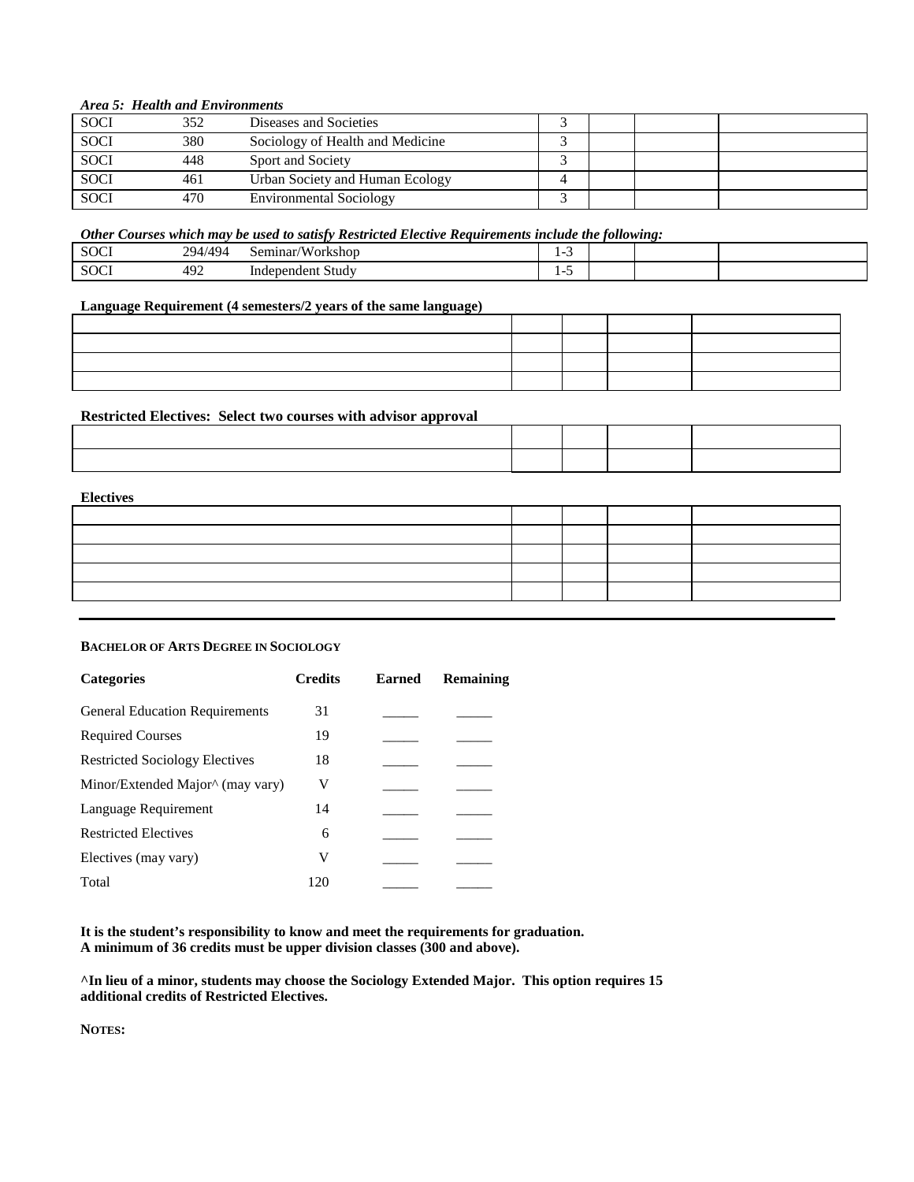*Area 5: Health and Environments*

| | | | | | | |
|---|---|---|---|---|---|---|
| SOCI | 352 | Diseases and Societies | 3 | | | |
| SOCI | 380 | Sociology of Health and Medicine | 3 | | | |
| SOCI | 448 | Sport and Society | 3 | | | |
| SOCI | 461 | Urban Society and Human Ecology | 4 | | | |
| SOCI | 470 | Environmental Sociology | 3 | | | |

*Other Courses which may be used to satisfy Restricted Elective Requirements include the following:*

| | | | | | | |
|---|---|---|---|---|---|---|
| SOCI | 294/494 | Seminar/Workshop | 1-3 | | | |
| SOCI | 492 | Independent Study | 1-5 | | | |

**Language Requirement (4 semesters/2 years of the same language)**

| | | | | |
|---|---|---|---|---|
| | | | | |
| | | | | |
| | | | | |
| | | | | |

**Restricted Electives: Select two courses with advisor approval**

| | | | | |
|---|---|---|---|---|
| | | | | |
| | | | | |

**Electives**

| | | | | |
|---|---|---|---|---|
| | | | | |
| | | | | |
| | | | | |
| | | | | |
| | | | | |

**BACHELOR OF ARTS DEGREE IN SOCIOLOGY**

| Categories | Credits | Earned | Remaining |
|---|---|---|---|
| General Education Requirements | 31 | _____ | _____ |
| Required Courses | 19 | _____ | _____ |
| Restricted Sociology Electives | 18 | _____ | _____ |
| Minor/Extended Major^ (may vary) | V | _____ | _____ |
| Language Requirement | 14 | _____ | _____ |
| Restricted Electives | 6 | _____ | _____ |
| Electives (may vary) | V | _____ | _____ |
| Total | 120 | _____ | _____ |

**It is the student's responsibility to know and meet the requirements for graduation.**
**A minimum of 36 credits must be upper division classes (300 and above).**

**^In lieu of a minor, students may choose the Sociology Extended Major. This option requires 15 additional credits of Restricted Electives.**

**NOTES:**